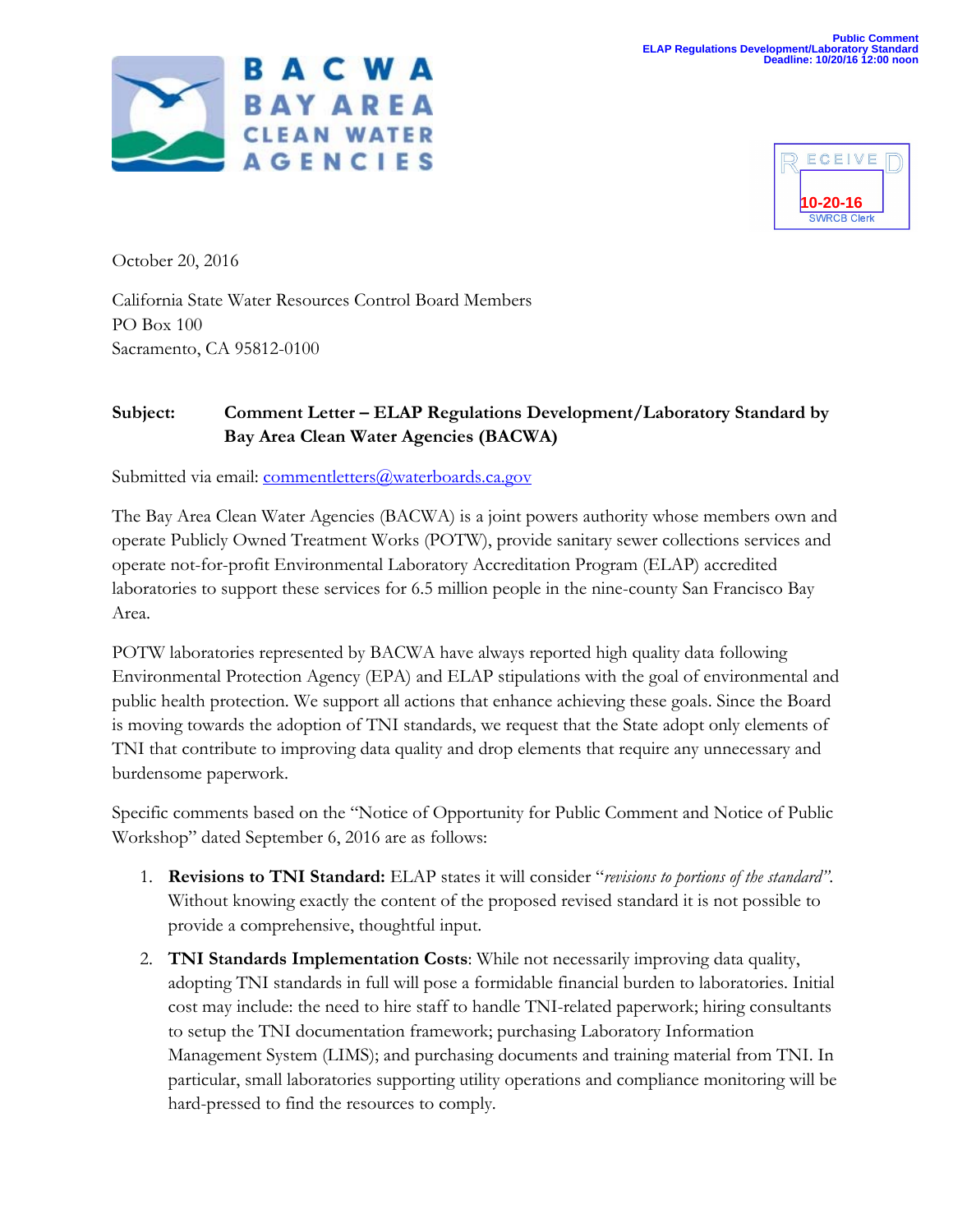Public Comment
ELAP Regulations Development/Laboratory Standard
Deadline: 10/20/16 12:00 noon

**BACWA**
**BAY AREA CLEAN WATER AGENCIES**

RECEIVED
10-20-16
SWRCB Clerk

October 20, 2016

California State Water Resources Control Board Members
PO Box 100
Sacramento, CA 95812-0100

**Subject:** **Comment Letter – ELAP Regulations Development/Laboratory Standard by Bay Area Clean Water Agencies (BACWA)**

Submitted via email: commentletters@waterboards.ca.gov

The Bay Area Clean Water Agencies (BACWA) is a joint powers authority whose members own and operate Publicly Owned Treatment Works (POTW), provide sanitary sewer collections services and operate not-for-profit Environmental Laboratory Accreditation Program (ELAP) accredited laboratories to support these services for 6.5 million people in the nine-county San Francisco Bay Area.

POTW laboratories represented by BACWA have always reported high quality data following Environmental Protection Agency (EPA) and ELAP stipulations with the goal of environmental and public health protection. We support all actions that enhance achieving these goals. Since the Board is moving towards the adoption of TNI standards, we request that the State adopt only elements of TNI that contribute to improving data quality and drop elements that require any unnecessary and burdensome paperwork.

Specific comments based on the "Notice of Opportunity for Public Comment and Notice of Public Workshop" dated September 6, 2016 are as follows:

1. **Revisions to TNI Standard:** ELAP states it will consider "*revisions to portions of the standard*". Without knowing exactly the content of the proposed revised standard it is not possible to provide a comprehensive, thoughtful input.
2. **TNI Standards Implementation Costs**: While not necessarily improving data quality, adopting TNI standards in full will pose a formidable financial burden to laboratories. Initial cost may include: the need to hire staff to handle TNI-related paperwork; hiring consultants to setup the TNI documentation framework; purchasing Laboratory Information Management System (LIMS); and purchasing documents and training material from TNI. In particular, small laboratories supporting utility operations and compliance monitoring will be hard-pressed to find the resources to comply.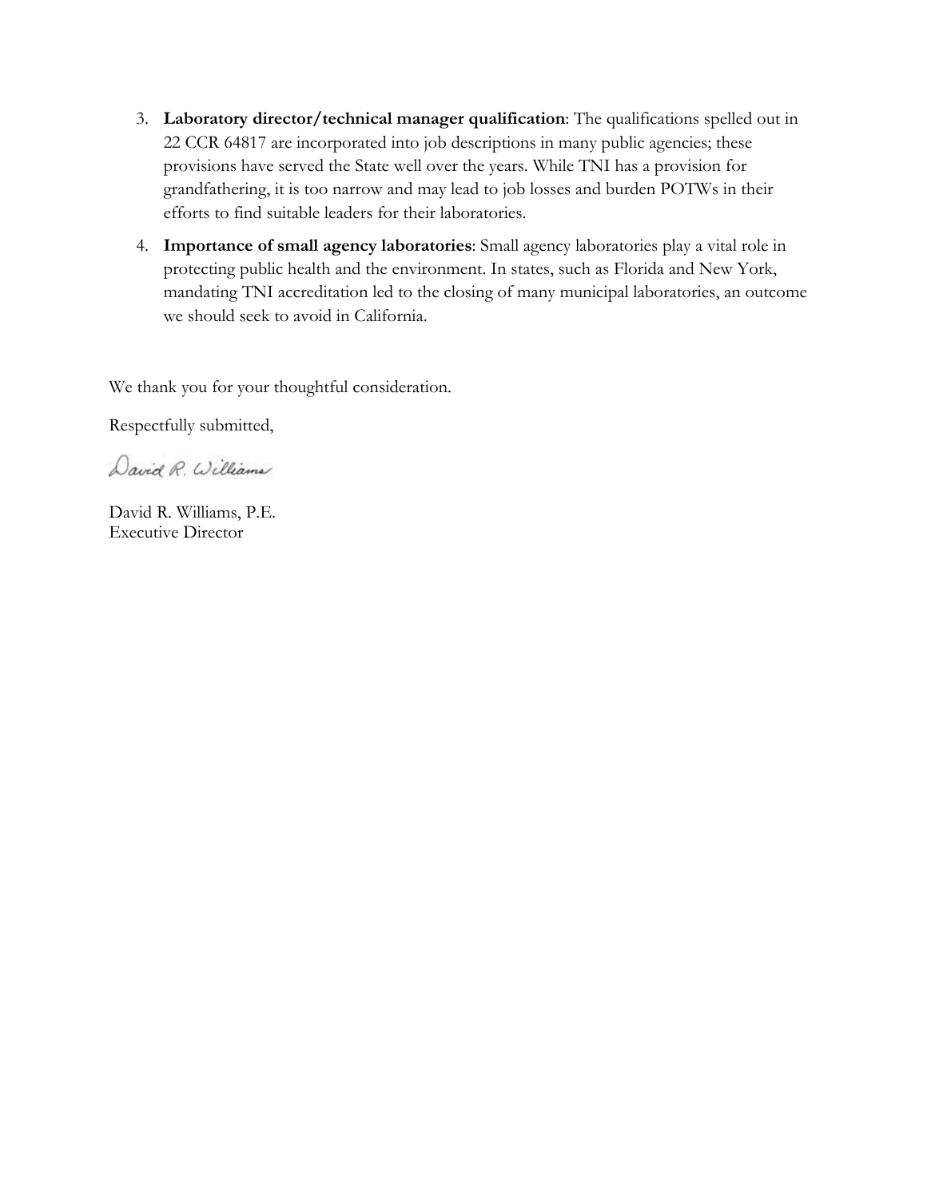3. **Laboratory director/technical manager qualification**: The qualifications spelled out in 22 CCR 64817 are incorporated into job descriptions in many public agencies; these provisions have served the State well over the years. While TNI has a provision for grandfathering, it is too narrow and may lead to job losses and burden POTWs in their efforts to find suitable leaders for their laboratories.
4. **Importance of small agency laboratories**: Small agency laboratories play a vital role in protecting public health and the environment. In states, such as Florida and New York, mandating TNI accreditation led to the closing of many municipal laboratories, an outcome we should seek to avoid in California.

We thank you for your thoughtful consideration.

Respectfully submitted,

David R. Williams

David R. Williams, P.E.
Executive Director